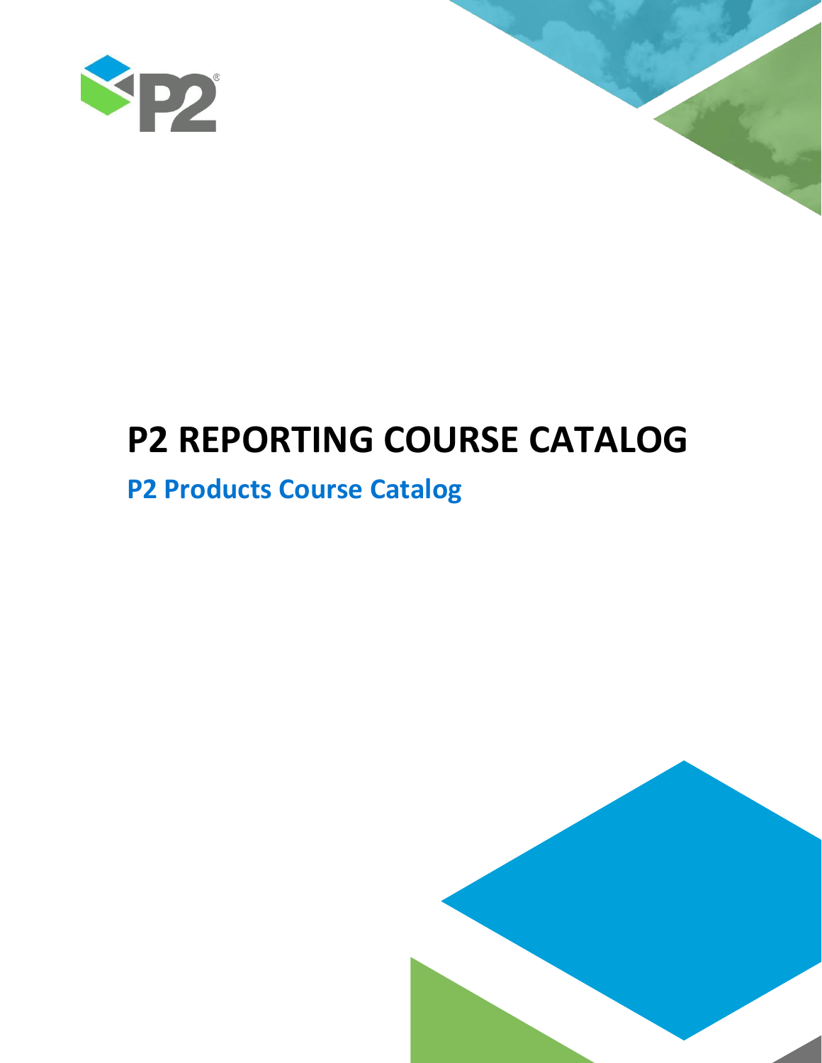# P2 REPORTING COURSE CATALOG

## P2 Products Course Catalog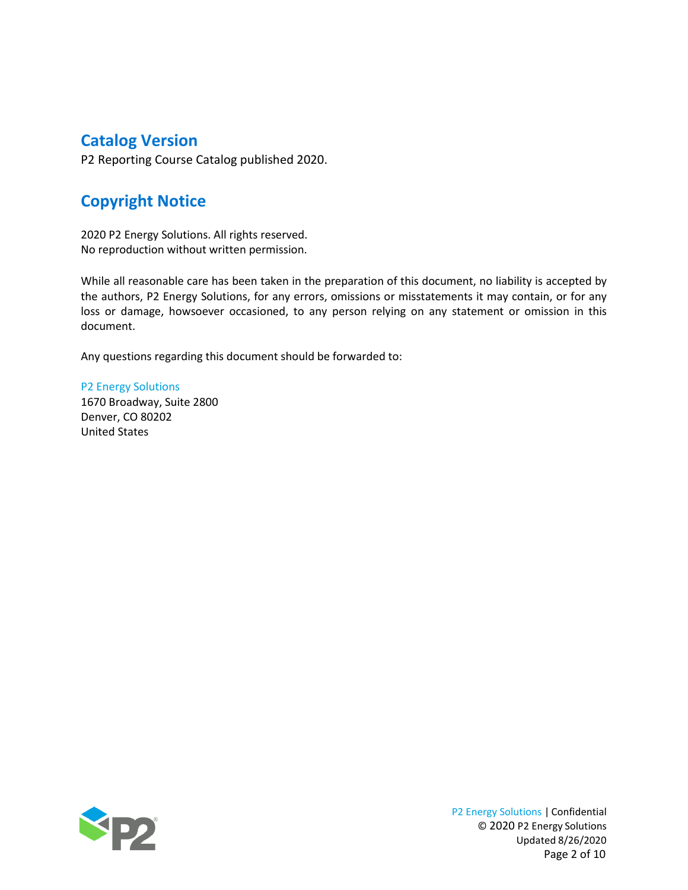## Catalog Version

P2 Reporting Course Catalog published 2020.

## Copyright Notice

2020 P2 Energy Solutions. All rights reserved.
No reproduction without written permission.

While all reasonable care has been taken in the preparation of this document, no liability is accepted by the authors, P2 Energy Solutions, for any errors, omissions or misstatements it may contain, or for any loss or damage, howsoever occasioned, to any person relying on any statement or omission in this document.

Any questions regarding this document should be forwarded to:

P2 Energy Solutions
1670 Broadway, Suite 2800
Denver, CO 80202
United States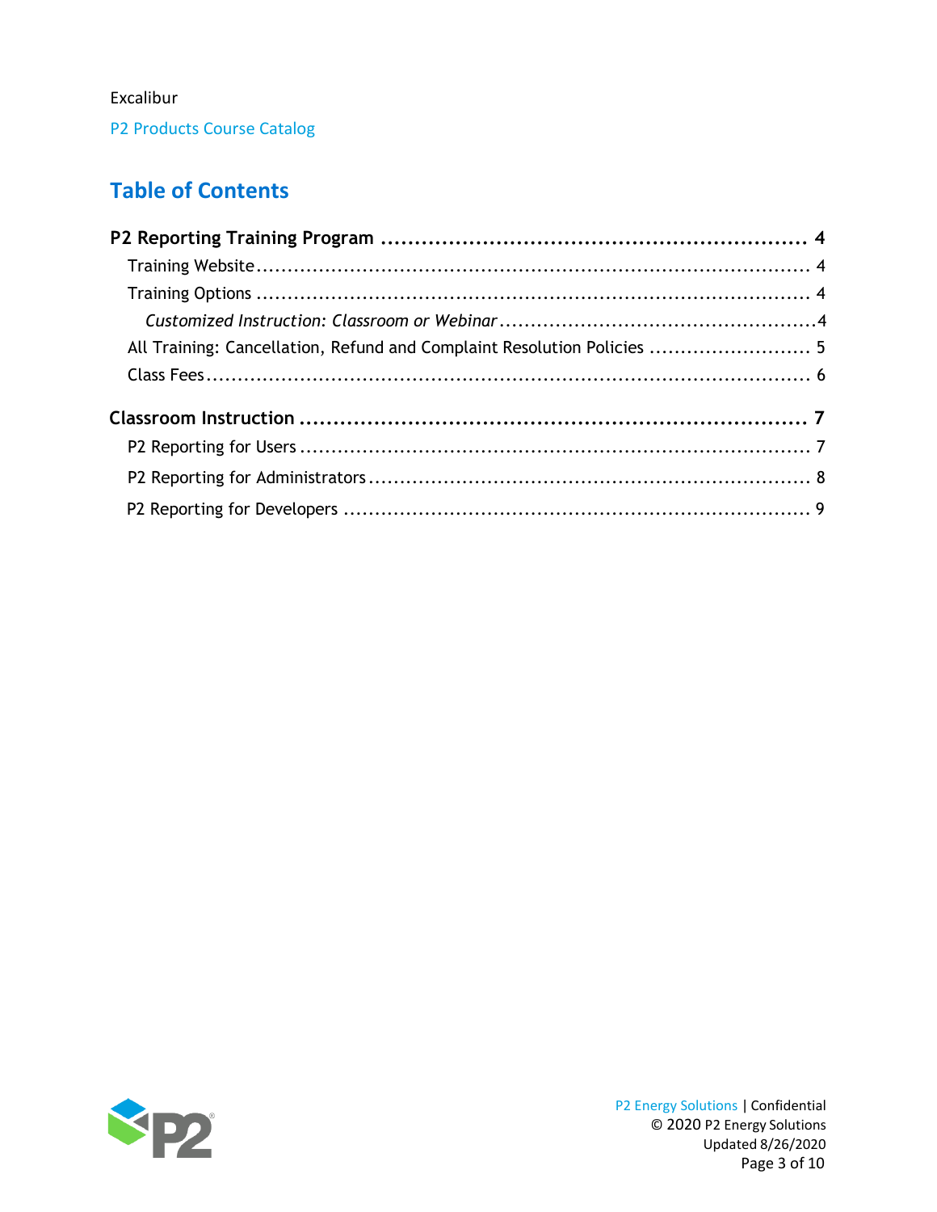Excalibur

P2 Products Course Catalog

# Table of Contents

**P2 Reporting Training Program ............................................................ 4**

- Training Website ........................................................................................ 4
- Training Options ......................................................................................... 4
  - *Customized Instruction: Classroom or Webinar* ........................................... 4
- All Training: Cancellation, Refund and Complaint Resolution Policies ....................... 5
- Class Fees ................................................................................................. 6

**Classroom Instruction ........................................................................ 7**

- P2 Reporting for Users ................................................................................ 7
- P2 Reporting for Administrators .................................................................... 8
- P2 Reporting for Developers ........................................................................ 9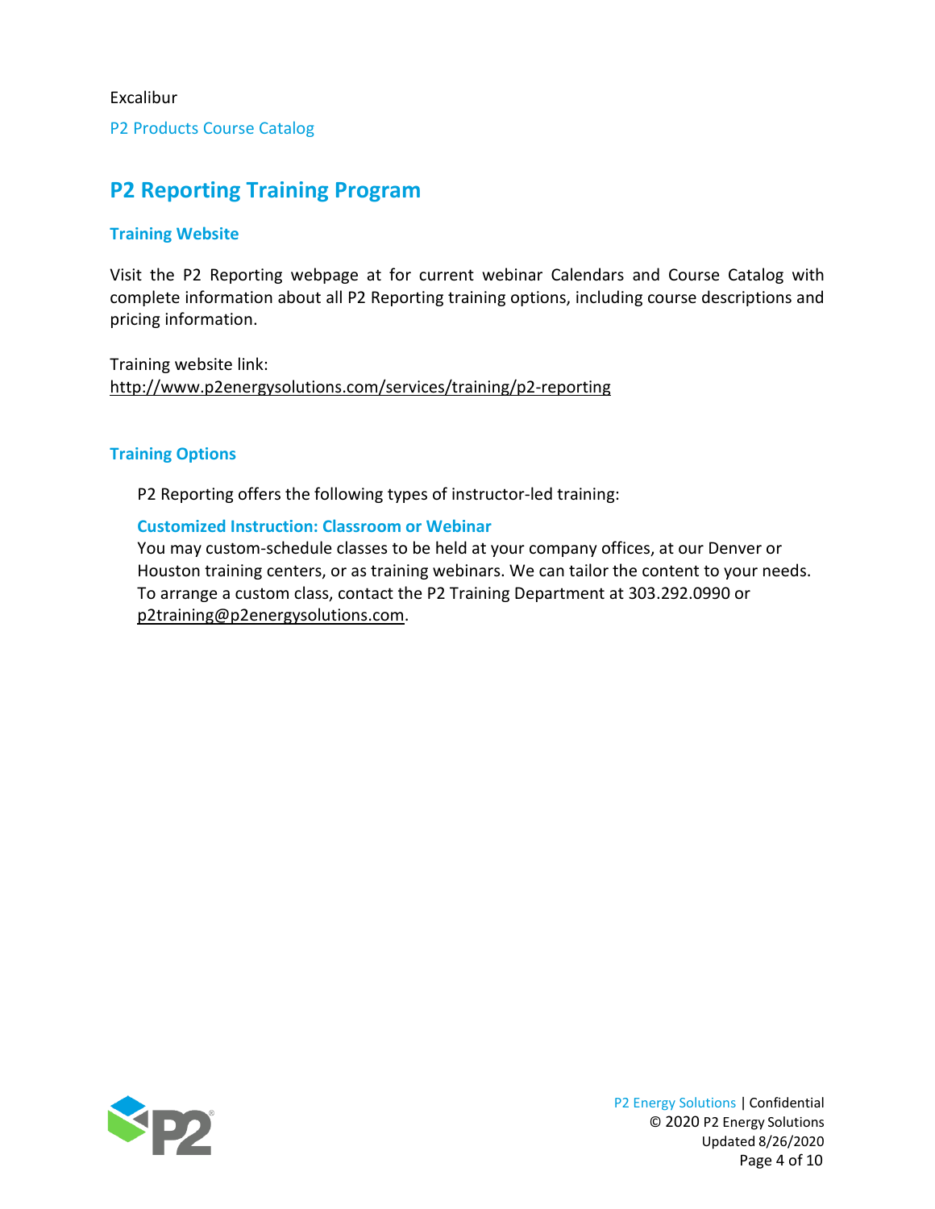# P2 Reporting Training Program

## Training Website

Visit the P2 Reporting webpage at for current webinar Calendars and Course Catalog with complete information about all P2 Reporting training options, including course descriptions and pricing information.

Training website link:
http://www.p2energysolutions.com/services/training/p2-reporting

## Training Options

P2 Reporting offers the following types of instructor-led training:

### Customized Instruction: Classroom or Webinar

You may custom-schedule classes to be held at your company offices, at our Denver or Houston training centers, or as training webinars. We can tailor the content to your needs. To arrange a custom class, contact the P2 Training Department at 303.292.0990 or p2training@p2energysolutions.com.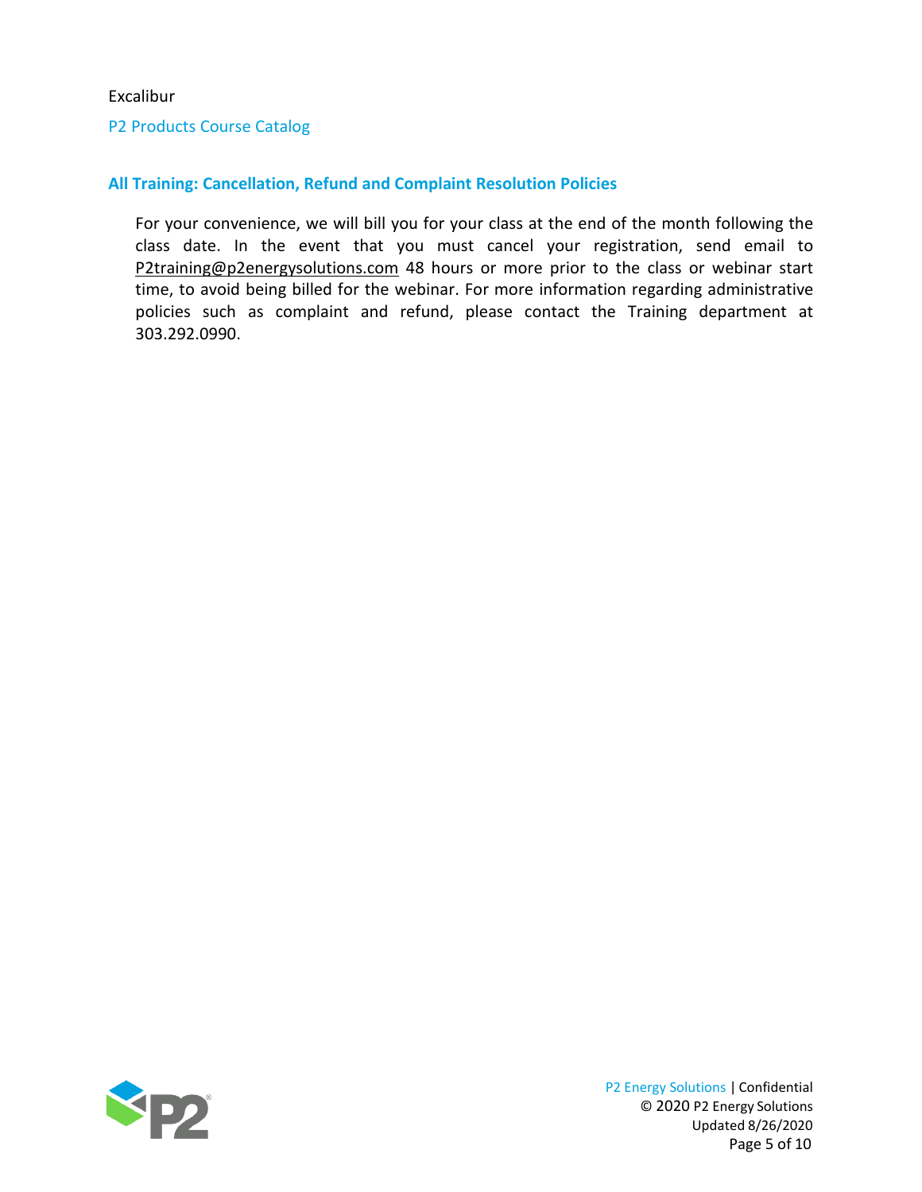## All Training: Cancellation, Refund and Complaint Resolution Policies

For your convenience, we will bill you for your class at the end of the month following the class date. In the event that you must cancel your registration, send email to P2training@p2energysolutions.com 48 hours or more prior to the class or webinar start time, to avoid being billed for the webinar. For more information regarding administrative policies such as complaint and refund, please contact the Training department at 303.292.0990.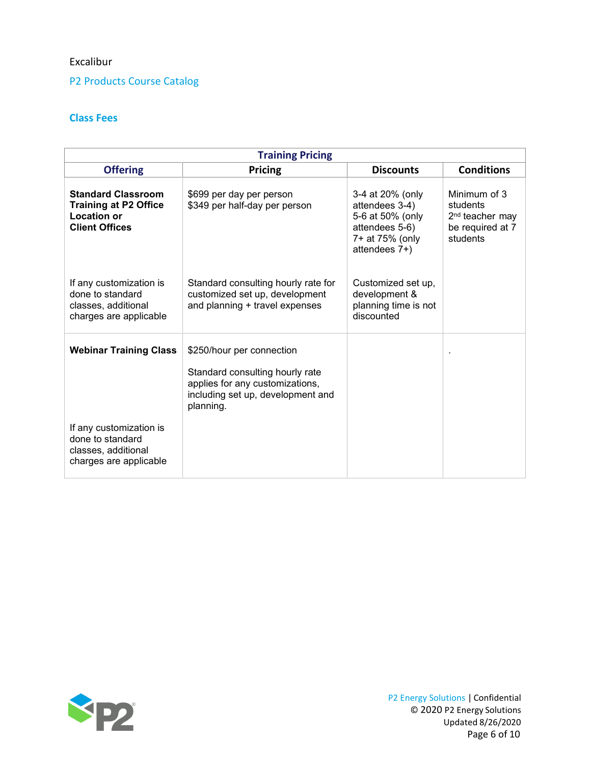## Class Fees

| Training Pricing | | | |
|---|---|---|---|
| **Offering** | **Pricing** | **Discounts** | **Conditions** |
| **Standard Classroom Training at P2 Office Location or Client Offices** | $699 per day per person<br>$349 per half-day per person | 3-4 at 20% (only attendees 3-4)<br>5-6 at 50% (only attendees 5-6)<br>7+ at 75% (only attendees 7+) | Minimum of 3 students<br>2nd teacher may be required at 7 students |
| If any customization is done to standard classes, additional charges are applicable | Standard consulting hourly rate for customized set up, development and planning + travel expenses | Customized set up, development & planning time is not discounted | |
| **Webinar Training Class** | $250/hour per connection<br><br>Standard consulting hourly rate applies for any customizations, including set up, development and planning. | | . |
| If any customization is done to standard classes, additional charges are applicable | | | |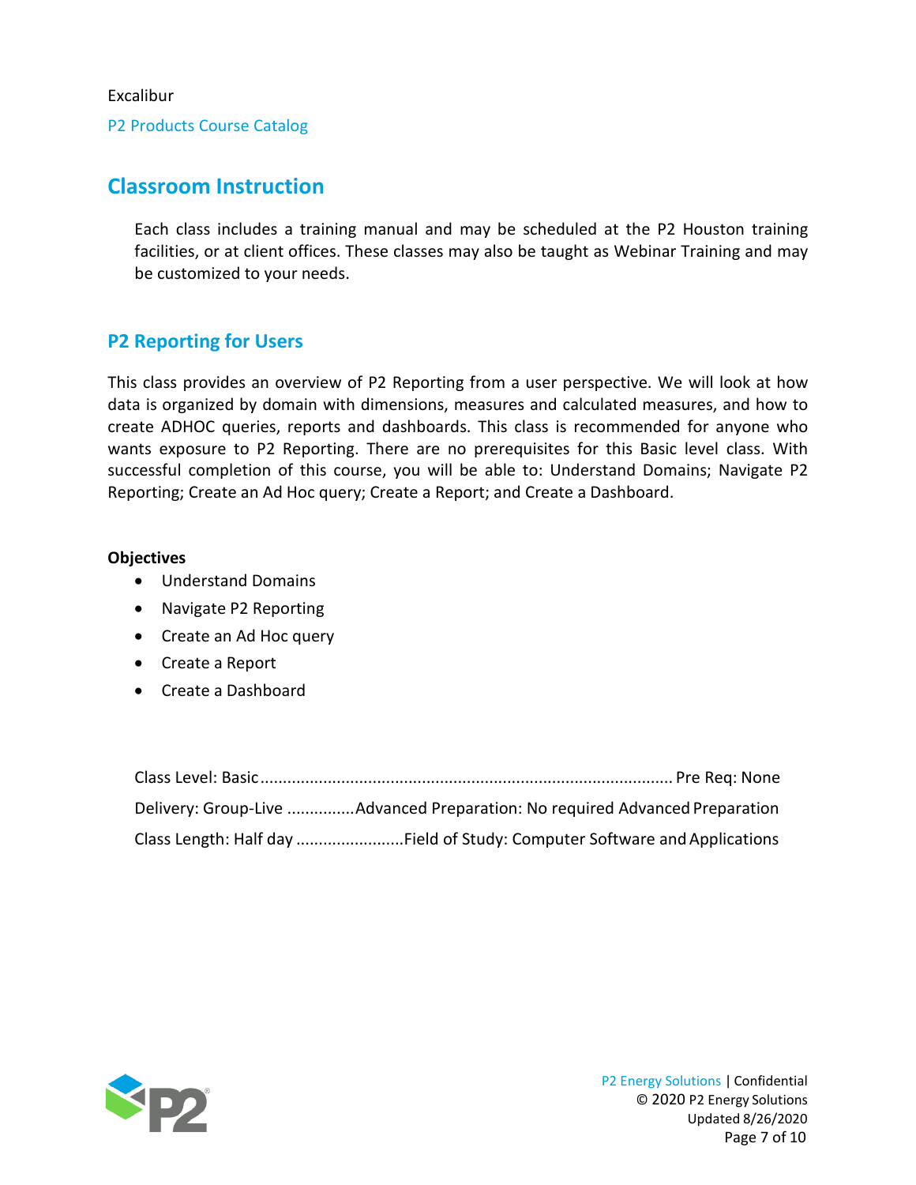## Classroom Instruction

Each class includes a training manual and may be scheduled at the P2 Houston training facilities, or at client offices. These classes may also be taught as Webinar Training and may be customized to your needs.

### P2 Reporting for Users

This class provides an overview of P2 Reporting from a user perspective. We will look at how data is organized by domain with dimensions, measures and calculated measures, and how to create ADHOC queries, reports and dashboards. This class is recommended for anyone who wants exposure to P2 Reporting. There are no prerequisites for this Basic level class. With successful completion of this course, you will be able to: Understand Domains; Navigate P2 Reporting; Create an Ad Hoc query; Create a Report; and Create a Dashboard.

**Objectives**

- Understand Domains
- Navigate P2 Reporting
- Create an Ad Hoc query
- Create a Report
- Create a Dashboard

Class Level: Basic ........................................................................................ Pre Req: None

Delivery: Group-Live ...............Advanced Preparation: No required Advanced Preparation

Class Length: Half day ........................Field of Study: Computer Software and Applications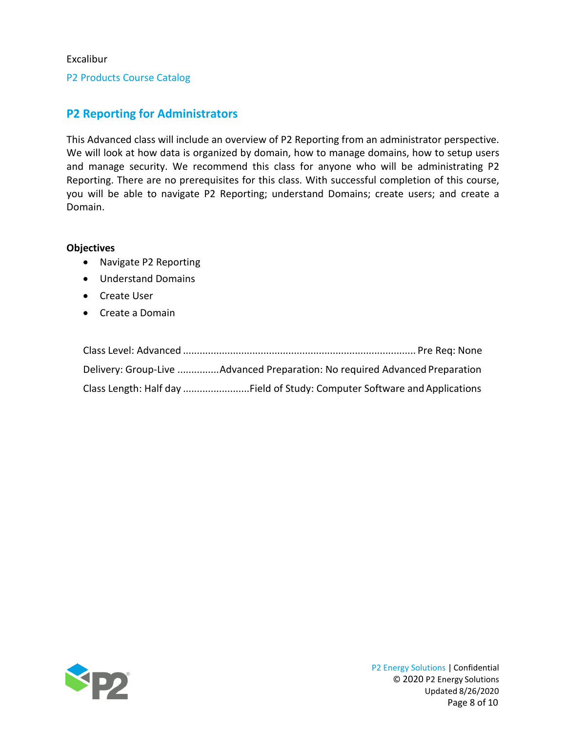## P2 Reporting for Administrators

This Advanced class will include an overview of P2 Reporting from an administrator perspective. We will look at how data is organized by domain, how to manage domains, how to setup users and manage security. We recommend this class for anyone who will be administrating P2 Reporting. There are no prerequisites for this class. With successful completion of this course, you will be able to navigate P2 Reporting; understand Domains; create users; and create a Domain.

**Objectives**

- Navigate P2 Reporting
- Understand Domains
- Create User
- Create a Domain

Class Level: Advanced .................................................................................... Pre Req: None

Delivery: Group-Live ...............Advanced Preparation: No required Advanced Preparation

Class Length: Half day ........................Field of Study: Computer Software and Applications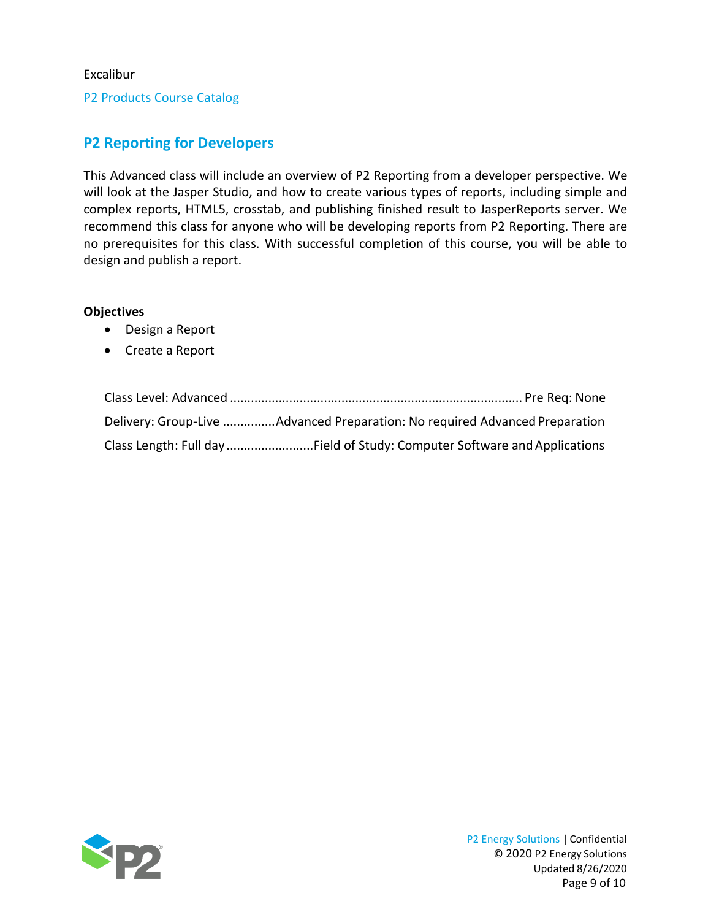## P2 Reporting for Developers

This Advanced class will include an overview of P2 Reporting from a developer perspective. We will look at the Jasper Studio, and how to create various types of reports, including simple and complex reports, HTML5, crosstab, and publishing finished result to JasperReports server. We recommend this class for anyone who will be developing reports from P2 Reporting. There are no prerequisites for this class. With successful completion of this course, you will be able to design and publish a report.

**Objectives**

- Design a Report
- Create a Report

Class Level: Advanced ................................................................................... Pre Req: None

Delivery: Group-Live ...............Advanced Preparation: No required Advanced Preparation

Class Length: Full day .........................Field of Study: Computer Software and Applications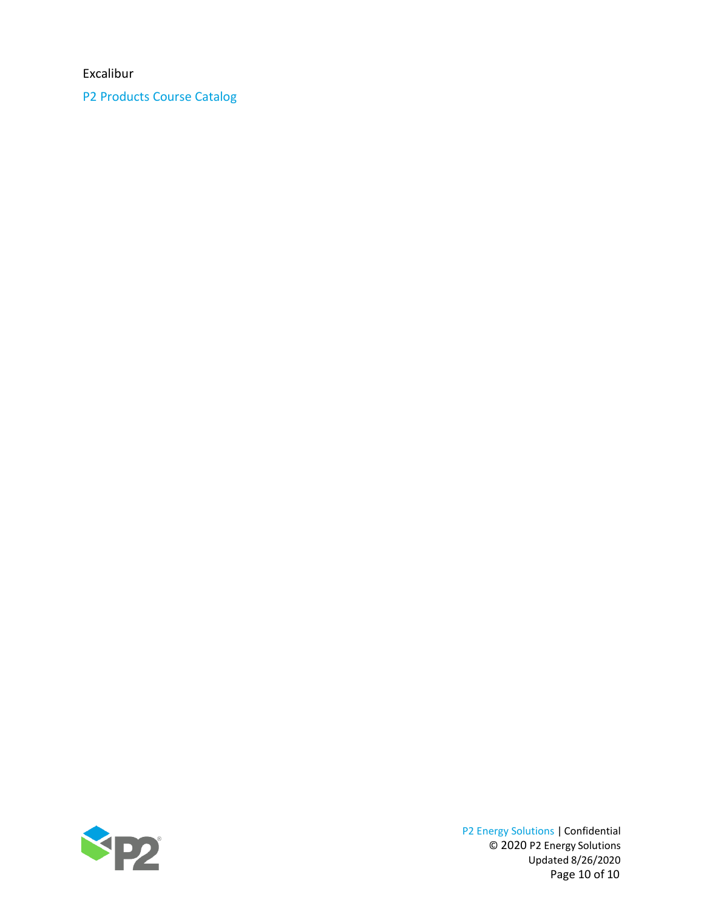Excalibur